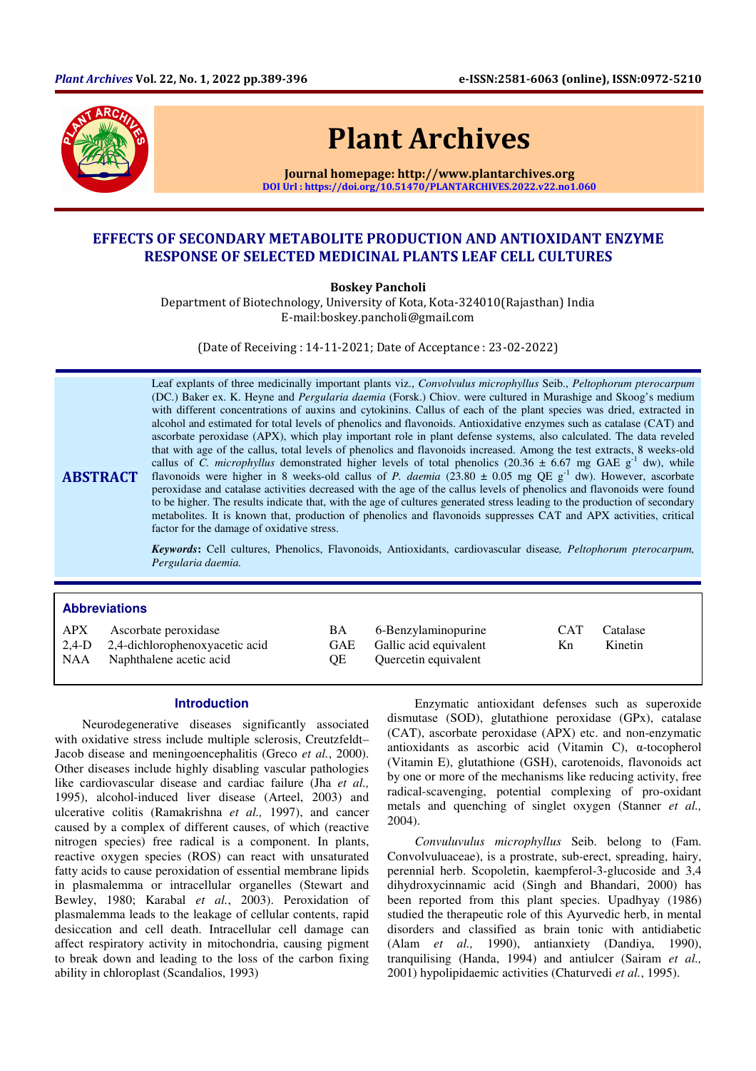# EFFECTS OF SECONDARY METABOLITE PRODUCTION AND ANTIOXIDANT ENZYME RESPONSE OF SELECTED MEDICINAL PLANTS LEAF CELL CULTURES

**Boskey Pancholi**

Department of Biotechnology, University of Kota, Kota-324010(Rajasthan) India
E-mail:boskey.pancholi@gmail.com

(Date of Receiving : 14-11-2021; Date of Acceptance : 23-02-2022)

## ABSTRACT

Leaf explants of three medicinally important plants viz., *Convolvulus microphyllus* Seib., *Peltophorum pterocarpum* (DC.) Baker ex. K. Heyne and *Pergularia daemia* (Forsk.) Chiov. were cultured in Murashige and Skoog's medium with different concentrations of auxins and cytokinins. Callus of each of the plant species was dried, extracted in alcohol and estimated for total levels of phenolics and flavonoids. Antioxidative enzymes such as catalase (CAT) and ascorbate peroxidase (APX), which play important role in plant defense systems, also calculated. The data reveled that with age of the callus, total levels of phenolics and flavonoids increased. Among the test extracts, 8 weeks-old callus of *C. microphyllus* demonstrated higher levels of total phenolics (20.36 ± 6.67 mg GAE $g^{-1}$ dw), while flavonoids were higher in 8 weeks-old callus of *P. daemia* (23.80 ± 0.05 mg QE $g^{-1}$ dw). However, ascorbate peroxidase and catalase activities decreased with the age of the callus levels of phenolics and flavonoids were found to be higher. The results indicate that, with the age of cultures generated stress leading to the production of secondary metabolites. It is known that, production of phenolics and flavonoids suppresses CAT and APX activities, critical factor for the damage of oxidative stress.

***Keywords*:** Cell cultures, Phenolics, Flavonoids, Antioxidants, cardiovascular disease*, Peltophorum pterocarpum, Pergularia daemia.*

### Abbreviations

| | | | | | |
|---|---|---|---|---|---|
| APX | Ascorbate peroxidase | BA | 6-Benzylaminopurine | CAT | Catalase |
| 2,4-D | 2,4-dichlorophenoxyacetic acid | GAE | Gallic acid equivalent | Kn | Kinetin |
| NAA | Naphthalene acetic acid | QE | Quercetin equivalent | | |

## Introduction

Neurodegenerative diseases significantly associated with oxidative stress include multiple sclerosis, Creutzfeldt–Jacob disease and meningoencephalitis (Greco *et al.*, 2000). Other diseases include highly disabling vascular pathologies like cardiovascular disease and cardiac failure (Jha *et al.,* 1995), alcohol-induced liver disease (Arteel, 2003) and ulcerative colitis (Ramakrishna *et al.,* 1997), and cancer caused by a complex of different causes, of which (reactive nitrogen species) free radical is a component. In plants, reactive oxygen species (ROS) can react with unsaturated fatty acids to cause peroxidation of essential membrane lipids in plasmalemma or intracellular organelles (Stewart and Bewley, 1980; Karabal *et al.*, 2003). Peroxidation of plasmalemma leads to the leakage of cellular contents, rapid desiccation and cell death. Intracellular cell damage can affect respiratory activity in mitochondria, causing pigment to break down and leading to the loss of the carbon fixing ability in chloroplast (Scandalios, 1993)

Enzymatic antioxidant defenses such as superoxide dismutase (SOD), glutathione peroxidase (GPx), catalase (CAT), ascorbate peroxidase (APX) etc. and non-enzymatic antioxidants as ascorbic acid (Vitamin C), α-tocopherol (Vitamin E), glutathione (GSH), carotenoids, flavonoids act by one or more of the mechanisms like reducing activity, free radical-scavenging, potential complexing of pro-oxidant metals and quenching of singlet oxygen (Stanner *et al.,* 2004).

*Convuluvulus microphyllus* Seib. belong to (Fam. Convolvuluaceae), is a prostrate, sub-erect, spreading, hairy, perennial herb. Scopoletin, kaempferol-3-glucoside and 3,4 dihydroxycinnamic acid (Singh and Bhandari, 2000) has been reported from this plant species. Upadhyay (1986) studied the therapeutic role of this Ayurvedic herb, in mental disorders and classified as brain tonic with antidiabetic (Alam *et al.,* 1990), antianxiety (Dandiya, 1990), tranquilising (Handa, 1994) and antiulcer (Sairam *et al.,* 2001) hypolipidaemic activities (Chaturvedi *et al.*, 1995).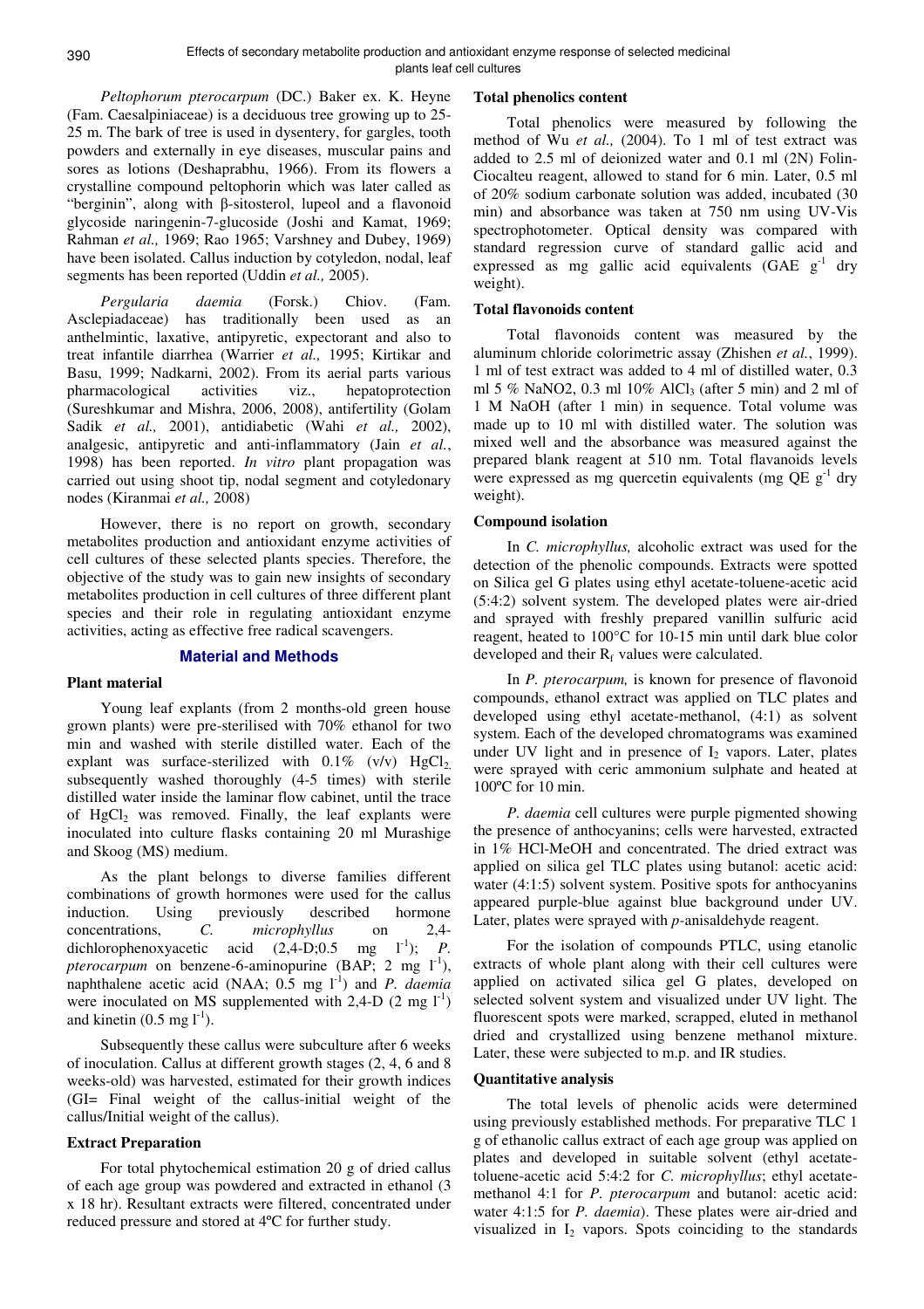*Peltophorum pterocarpum* (DC.) Baker ex. K. Heyne (Fam. Caesalpiniaceae) is a deciduous tree growing up to 25-25 m. The bark of tree is used in dysentery, for gargles, tooth powders and externally in eye diseases, muscular pains and sores as lotions (Deshaprabhu, 1966). From its flowers a crystalline compound peltophorin which was later called as "berginin", along with β-sitosterol, lupeol and a flavonoid glycoside naringenin-7-glucoside (Joshi and Kamat, 1969; Rahman *et al.,* 1969; Rao 1965; Varshney and Dubey, 1969) have been isolated. Callus induction by cotyledon, nodal, leaf segments has been reported (Uddin *et al.,* 2005).

*Pergularia daemia* (Forsk.) Chiov. (Fam. Asclepiadaceae) has traditionally been used as an anthelmintic, laxative, antipyretic, expectorant and also to treat infantile diarrhea (Warrier *et al.,* 1995; Kirtikar and Basu, 1999; Nadkarni, 2002). From its aerial parts various pharmacological activities viz., hepatoprotection (Sureshkumar and Mishra, 2006, 2008), antifertility (Golam Sadik *et al.,* 2001), antidiabetic (Wahi *et al.,* 2002), analgesic, antipyretic and anti-inflammatory (Jain *et al.*, 1998) has been reported. *In vitro* plant propagation was carried out using shoot tip, nodal segment and cotyledonary nodes (Kiranmai *et al.,* 2008)

However, there is no report on growth, secondary metabolites production and antioxidant enzyme activities of cell cultures of these selected plants species. Therefore, the objective of the study was to gain new insights of secondary metabolites production in cell cultures of three different plant species and their role in regulating antioxidant enzyme activities, acting as effective free radical scavengers.

## Material and Methods

### Plant material

Young leaf explants (from 2 months-old green house grown plants) were pre-sterilised with 70% ethanol for two min and washed with sterile distilled water. Each of the explant was surface-sterilized with 0.1% (v/v) $HgCl_2$, subsequently washed thoroughly (4-5 times) with sterile distilled water inside the laminar flow cabinet, until the trace of $HgCl_2$ was removed. Finally, the leaf explants were inoculated into culture flasks containing 20 ml Murashige and Skoog (MS) medium.

As the plant belongs to diverse families different combinations of growth hormones were used for the callus induction. Using previously described hormone concentrations, *C. microphyllus* on 2,4-dichlorophenoxyacetic acid (2,4-D;0.5 mg $l^{-1}$); *P. pterocarpum* on benzene-6-aminopurine (BAP; 2 mg $l^{-1}$), naphthalene acetic acid (NAA; 0.5 mg $l^{-1}$) and *P. daemia* were inoculated on MS supplemented with 2,4-D (2 mg $l^{-1}$) and kinetin (0.5 mg $l^{-1}$).

Subsequently these callus were subculture after 6 weeks of inoculation. Callus at different growth stages (2, 4, 6 and 8 weeks-old) was harvested, estimated for their growth indices (GI= Final weight of the callus-initial weight of the callus/Initial weight of the callus).

### Extract Preparation

For total phytochemical estimation 20 g of dried callus of each age group was powdered and extracted in ethanol (3 x 18 hr). Resultant extracts were filtered, concentrated under reduced pressure and stored at 4ºC for further study.

### Total phenolics content

Total phenolics were measured by following the method of Wu *et al.,* (2004). To 1 ml of test extract was added to 2.5 ml of deionized water and 0.1 ml (2N) Folin-Ciocalteu reagent, allowed to stand for 6 min. Later, 0.5 ml of 20% sodium carbonate solution was added, incubated (30 min) and absorbance was taken at 750 nm using UV-Vis spectrophotometer. Optical density was compared with standard regression curve of standard gallic acid and expressed as mg gallic acid equivalents (GAE $g^{-1}$ dry weight).

### Total flavonoids content

Total flavonoids content was measured by the aluminum chloride colorimetric assay (Zhishen *et al.*, 1999). 1 ml of test extract was added to 4 ml of distilled water, 0.3 ml 5 % $NaNO_2$, 0.3 ml 10% $AlCl_3$ (after 5 min) and 2 ml of 1 M NaOH (after 1 min) in sequence. Total volume was made up to 10 ml with distilled water. The solution was mixed well and the absorbance was measured against the prepared blank reagent at 510 nm. Total flavanoids levels were expressed as mg quercetin equivalents (mg QE $g^{-1}$ dry weight).

### Compound isolation

In *C. microphyllus,* alcoholic extract was used for the detection of the phenolic compounds. Extracts were spotted on Silica gel G plates using ethyl acetate-toluene-acetic acid (5:4:2) solvent system. The developed plates were air-dried and sprayed with freshly prepared vanillin sulfuric acid reagent, heated to 100°C for 10-15 min until dark blue color developed and their $R_f$ values were calculated.

In *P. pterocarpum,* is known for presence of flavonoid compounds, ethanol extract was applied on TLC plates and developed using ethyl acetate-methanol, (4:1) as solvent system. Each of the developed chromatograms was examined under UV light and in presence of $I_2$ vapors. Later, plates were sprayed with ceric ammonium sulphate and heated at 100ºC for 10 min.

*P. daemia* cell cultures were purple pigmented showing the presence of anthocyanins; cells were harvested, extracted in 1% HCl-MeOH and concentrated. The dried extract was applied on silica gel TLC plates using butanol: acetic acid: water (4:1:5) solvent system. Positive spots for anthocyanins appeared purple-blue against blue background under UV. Later, plates were sprayed with *p*-anisaldehyde reagent.

For the isolation of compounds PTLC, using etanolic extracts of whole plant along with their cell cultures were applied on activated silica gel G plates, developed on selected solvent system and visualized under UV light. The fluorescent spots were marked, scrapped, eluted in methanol dried and crystallized using benzene methanol mixture. Later, these were subjected to m.p. and IR studies.

### Quantitative analysis

The total levels of phenolic acids were determined using previously established methods. For preparative TLC 1 g of ethanolic callus extract of each age group was applied on plates and developed in suitable solvent (ethyl acetate-toluene-acetic acid 5:4:2 for *C. microphyllus*; ethyl acetate-methanol 4:1 for *P. pterocarpum* and butanol: acetic acid: water 4:1:5 for *P. daemia*). These plates were air-dried and visualized in $I_2$ vapors. Spots coinciding to the standards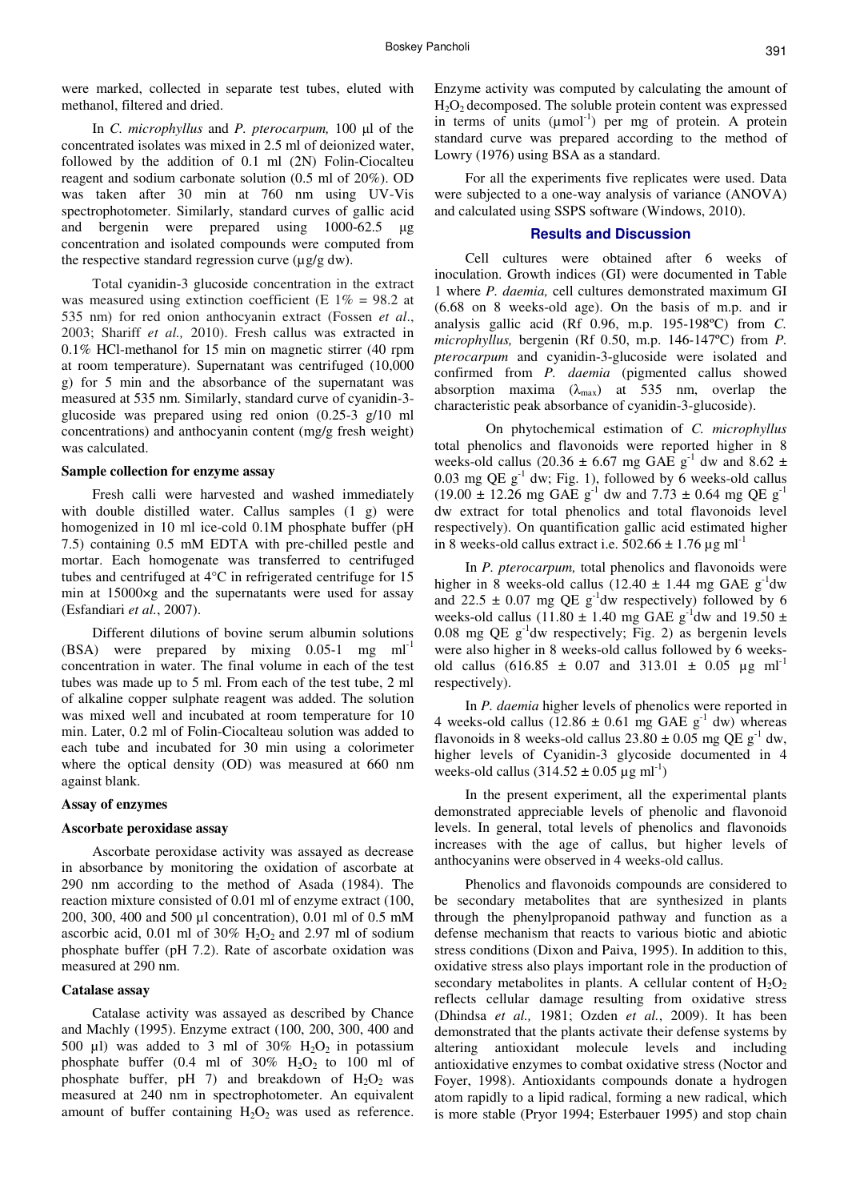were marked, collected in separate test tubes, eluted with methanol, filtered and dried.

In *C. microphyllus* and *P. pterocarpum,* 100 µl of the concentrated isolates was mixed in 2.5 ml of deionized water, followed by the addition of 0.1 ml (2N) Folin-Ciocalteu reagent and sodium carbonate solution (0.5 ml of 20%). OD was taken after 30 min at 760 nm using UV-Vis spectrophotometer. Similarly, standard curves of gallic acid and bergenin were prepared using 1000-62.5 µg concentration and isolated compounds were computed from the respective standard regression curve (µg/g dw).

Total cyanidin-3 glucoside concentration in the extract was measured using extinction coefficient (E 1% = 98.2 at 535 nm) for red onion anthocyanin extract (Fossen *et al*., 2003; Shariff *et al.,* 2010). Fresh callus was extracted in 0.1% HCl-methanol for 15 min on magnetic stirrer (40 rpm at room temperature). Supernatant was centrifuged (10,000 g) for 5 min and the absorbance of the supernatant was measured at 535 nm. Similarly, standard curve of cyanidin-3-glucoside was prepared using red onion (0.25-3 g/10 ml concentrations) and anthocyanin content (mg/g fresh weight) was calculated.

### Sample collection for enzyme assay

Fresh calli were harvested and washed immediately with double distilled water. Callus samples (1 g) were homogenized in 10 ml ice-cold 0.1M phosphate buffer (pH 7.5) containing 0.5 mM EDTA with pre-chilled pestle and mortar. Each homogenate was transferred to centrifuged tubes and centrifuged at 4°C in refrigerated centrifuge for 15 min at 15000×g and the supernatants were used for assay (Esfandiari *et al.*, 2007).

Different dilutions of bovine serum albumin solutions (BSA) were prepared by mixing 0.05-1 mg $ml^{-1}$ concentration in water. The final volume in each of the test tubes was made up to 5 ml. From each of the test tube, 2 ml of alkaline copper sulphate reagent was added. The solution was mixed well and incubated at room temperature for 10 min. Later, 0.2 ml of Folin-Ciocalteau solution was added to each tube and incubated for 30 min using a colorimeter where the optical density (OD) was measured at 660 nm against blank.

### Assay of enzymes

### Ascorbate peroxidase assay

Ascorbate peroxidase activity was assayed as decrease in absorbance by monitoring the oxidation of ascorbate at 290 nm according to the method of Asada (1984). The reaction mixture consisted of 0.01 ml of enzyme extract (100, 200, 300, 400 and 500 µl concentration), 0.01 ml of 0.5 mM ascorbic acid, 0.01 ml of 30% $H_2O_2$ and 2.97 ml of sodium phosphate buffer (pH 7.2). Rate of ascorbate oxidation was measured at 290 nm.

### Catalase assay

Catalase activity was assayed as described by Chance and Machly (1995). Enzyme extract (100, 200, 300, 400 and 500 µl) was added to 3 ml of 30% $H_2O_2$ in potassium phosphate buffer (0.4 ml of 30% $H_2O_2$ to 100 ml of phosphate buffer, pH 7) and breakdown of $H_2O_2$ was measured at 240 nm in spectrophotometer. An equivalent amount of buffer containing $H_2O_2$ was used as reference. Enzyme activity was computed by calculating the amount of $H_2O_2$ decomposed. The soluble protein content was expressed in terms of units ($\mu mol^{-1}$) per mg of protein. A protein standard curve was prepared according to the method of Lowry (1976) using BSA as a standard.

For all the experiments five replicates were used. Data were subjected to a one-way analysis of variance (ANOVA) and calculated using SSPS software (Windows, 2010).

## Results and Discussion

Cell cultures were obtained after 6 weeks of inoculation. Growth indices (GI) were documented in Table 1 where *P. daemia,* cell cultures demonstrated maximum GI (6.68 on 8 weeks-old age). On the basis of m.p. and ir analysis gallic acid (Rf 0.96, m.p. 195-198ºC) from *C. microphyllus,* bergenin (Rf 0.50, m.p. 146-147ºC) from *P. pterocarpum* and cyanidin-3-glucoside were isolated and confirmed from *P. daemia* (pigmented callus showed absorption maxima ($\lambda_{max}$) at 535 nm, overlap the characteristic peak absorbance of cyanidin-3-glucoside).

On phytochemical estimation of *C. microphyllus* total phenolics and flavonoids were reported higher in 8 weeks-old callus (20.36 ± 6.67 mg GAE $g^{-1}$ dw and 8.62 ± 0.03 mg QE $g^{-1}$ dw; Fig. 1), followed by 6 weeks-old callus (19.00 ± 12.26 mg GAE $g^{-1}$ dw and 7.73 ± 0.64 mg QE $g^{-1}$ dw extract for total phenolics and total flavonoids level respectively). On quantification gallic acid estimated higher in 8 weeks-old callus extract i.e. 502.66 ± 1.76 µg $ml^{-1}$

In *P. pterocarpum,* total phenolics and flavonoids were higher in 8 weeks-old callus (12.40 ± 1.44 mg GAE $g^{-1}$dw and 22.5 ± 0.07 mg QE $g^{-1}$dw respectively) followed by 6 weeks-old callus (11.80 ± 1.40 mg GAE $g^{-1}$dw and 19.50 ± 0.08 mg QE $g^{-1}$dw respectively; Fig. 2) as bergenin levels were also higher in 8 weeks-old callus followed by 6 weeks-old callus (616.85 ± 0.07 and 313.01 ± 0.05 µg $ml^{-1}$ respectively).

In *P. daemia* higher levels of phenolics were reported in 4 weeks-old callus (12.86 ± 0.61 mg GAE $g^{-1}$ dw) whereas flavonoids in 8 weeks-old callus 23.80 ± 0.05 mg QE $g^{-1}$ dw, higher levels of Cyanidin-3 glycoside documented in 4 weeks-old callus (314.52 ± 0.05 µg $ml^{-1}$)

In the present experiment, all the experimental plants demonstrated appreciable levels of phenolic and flavonoid levels. In general, total levels of phenolics and flavonoids increases with the age of callus, but higher levels of anthocyanins were observed in 4 weeks-old callus.

Phenolics and flavonoids compounds are considered to be secondary metabolites that are synthesized in plants through the phenylpropanoid pathway and function as a defense mechanism that reacts to various biotic and abiotic stress conditions (Dixon and Paiva, 1995). In addition to this, oxidative stress also plays important role in the production of secondary metabolites in plants. A cellular content of $H_2O_2$ reflects cellular damage resulting from oxidative stress (Dhindsa *et al.,* 1981; Ozden *et al.*, 2009). It has been demonstrated that the plants activate their defense systems by altering antioxidant molecule levels and including antioxidative enzymes to combat oxidative stress (Noctor and Foyer, 1998). Antioxidants compounds donate a hydrogen atom rapidly to a lipid radical, forming a new radical, which is more stable (Pryor 1994; Esterbauer 1995) and stop chain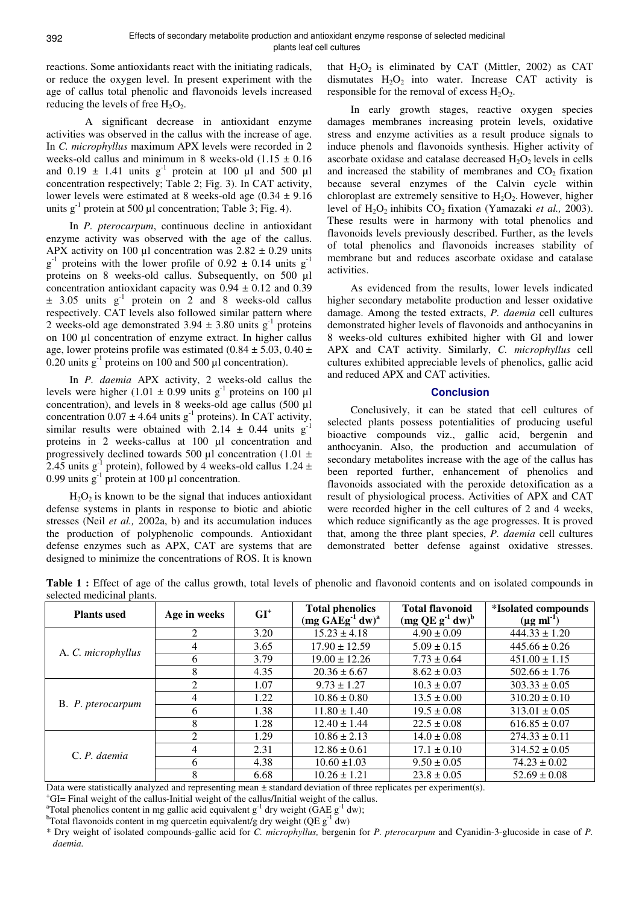reactions. Some antioxidants react with the initiating radicals, or reduce the oxygen level. In present experiment with the age of callus total phenolic and flavonoids levels increased reducing the levels of free $H_2O_2$.

A significant decrease in antioxidant enzyme activities was observed in the callus with the increase of age. In *C. microphyllus* maximum APX levels were recorded in 2 weeks-old callus and minimum in 8 weeks-old (1.15 ± 0.16 and 0.19 ± 1.41 units $g^{-1}$ protein at 100 µl and 500 µl concentration respectively; Table 2; Fig. 3). In CAT activity, lower levels were estimated at 8 weeks-old age (0.34 ± 9.16 units $g^{-1}$ protein at 500 µl concentration; Table 3; Fig. 4).

In *P. pterocarpum*, continuous decline in antioxidant enzyme activity was observed with the age of the callus. APX activity on 100 µl concentration was 2.82 ± 0.29 units $g^{-1}$ proteins with the lower profile of 0.92 ± 0.14 units $g^{-1}$ proteins on 8 weeks-old callus. Subsequently, on 500 µl concentration antioxidant capacity was 0.94 ± 0.12 and 0.39 ± 3.05 units $g^{-1}$ protein on 2 and 8 weeks-old callus respectively. CAT levels also followed similar pattern where 2 weeks-old age demonstrated 3.94 ± 3.80 units $g^{-1}$ proteins on 100 µl concentration of enzyme extract. In higher callus age, lower proteins profile was estimated (0.84 ± 5.03, 0.40 ± 0.20 units $g^{-1}$ proteins on 100 and 500 µl concentration).

In *P. daemia* APX activity, 2 weeks-old callus the levels were higher (1.01 ± 0.99 units $g^{-1}$ proteins on 100 µl concentration), and levels in 8 weeks-old age callus (500 µl concentration 0.07 ± 4.64 units $g^{-1}$ proteins). In CAT activity, similar results were obtained with 2.14 ± 0.44 units $g^{-1}$ proteins in 2 weeks-callus at 100 µl concentration and progressively declined towards 500 µl concentration (1.01 ± 2.45 units $g^{-1}$ protein), followed by 4 weeks-old callus 1.24 ± 0.99 units $g^{-1}$ protein at 100 µl concentration.

$H_2O_2$ is known to be the signal that induces antioxidant defense systems in plants in response to biotic and abiotic stresses (Neil *et al.,* 2002a, b) and its accumulation induces the production of polyphenolic compounds. Antioxidant defense enzymes such as APX, CAT are systems that are designed to minimize the concentrations of ROS. It is known that $H_2O_2$ is eliminated by CAT (Mittler, 2002) as CAT dismutates $H_2O_2$ into water. Increase CAT activity is responsible for the removal of excess $H_2O_2$.

In early growth stages, reactive oxygen species damages membranes increasing protein levels, oxidative stress and enzyme activities as a result produce signals to induce phenols and flavonoids synthesis. Higher activity of ascorbate oxidase and catalase decreased $H_2O_2$ levels in cells and increased the stability of membranes and $CO_2$ fixation because several enzymes of the Calvin cycle within chloroplast are extremely sensitive to $H_2O_2$. However, higher level of $H_2O_2$ inhibits $CO_2$ fixation (Yamazaki *et al.,* 2003). These results were in harmony with total phenolics and flavonoids levels previously described. Further, as the levels of total phenolics and flavonoids increases stability of membrane but and reduces ascorbate oxidase and catalase activities.

As evidenced from the results, lower levels indicated higher secondary metabolite production and lesser oxidative damage. Among the tested extracts, *P. daemia* cell cultures demonstrated higher levels of flavonoids and anthocyanins in 8 weeks-old cultures exhibited higher with GI and lower APX and CAT activity. Similarly, *C. microphyllus* cell cultures exhibited appreciable levels of phenolics, gallic acid and reduced APX and CAT activities.

## Conclusion

Conclusively, it can be stated that cell cultures of selected plants possess potentialities of producing useful bioactive compounds viz., gallic acid, bergenin and anthocyanin. Also, the production and accumulation of secondary metabolites increase with the age of the callus has been reported further, enhancement of phenolics and flavonoids associated with the peroxide detoxification as a result of physiological process. Activities of APX and CAT were recorded higher in the cell cultures of 2 and 4 weeks, which reduce significantly as the age progresses. It is proved that, among the three plant species, *P. daemia* cell cultures demonstrated better defense against oxidative stresses.

**Table 1 :** Effect of age of the callus growth, total levels of phenolic and flavonoid contents and on isolated compounds in selected medicinal plants.

| Plants used | Age in weeks | GI+ | Total phenolics (mg GAE$g^{-1}$ dw)[a] | Total flavonoid (mg QE $g^{-1}$ dw)[b] | *Isolated compounds (µg $ml^{-1}$) |
|---|---|---|---|---|---|
| A. *C. microphyllus* | 2 | 3.20 | 15.23 ± 4.18 | 4.90 ± 0.09 | 444.33 ± 1.20 |
| | 4 | 3.65 | 17.90 ± 12.59 | 5.09 ± 0.15 | 445.66 ± 0.26 |
| | 6 | 3.79 | 19.00 ± 12.26 | 7.73 ± 0.64 | 451.00 ± 1.15 |
| | 8 | 4.35 | 20.36 ± 6.67 | 8.62 ± 0.03 | 502.66 ± 1.76 |
| B. *P. pterocarpum* | 2 | 1.07 | 9.73 ± 1.27 | 10.3 ± 0.07 | 303.33 ± 0.05 |
| | 4 | 1.22 | 10.86 ± 0.80 | 13.5 ± 0.00 | 310.20 ± 0.10 |
| | 6 | 1.38 | 11.80 ± 1.40 | 19.5 ± 0.08 | 313.01 ± 0.05 |
| | 8 | 1.28 | 12.40 ± 1.44 | 22.5 ± 0.08 | 616.85 ± 0.07 |
| C. *P. daemia* | 2 | 1.29 | 10.86 ± 2.13 | 14.0 ± 0.08 | 274.33 ± 0.11 |
| | 4 | 2.31 | 12.86 ± 0.61 | 17.1 ± 0.10 | 314.52 ± 0.05 |
| | 6 | 4.38 | 10.60 ±1.03 | 9.50 ± 0.05 | 74.23 ± 0.02 |
| | 8 | 6.68 | 10.26 ± 1.21 | 23.8 ± 0.05 | 52.69 ± 0.08 |

Data were statistically analyzed and representing mean ± standard deviation of three replicates per experiment(s).

+GI= Final weight of the callus-Initial weight of the callus/Initial weight of the callus.

[a]Total phenolics content in mg gallic acid equivalent $g^{-1}$ dry weight (GAE $g^{-1}$ dw);

[b]Total flavonoids content in mg quercetin equivalent/g dry weight (QE $g^{-1}$ dw)

\* Dry weight of isolated compounds-gallic acid for *C. microphyllus,* bergenin for *P. pterocarpum* and Cyanidin-3-glucoside in case of *P. daemia.*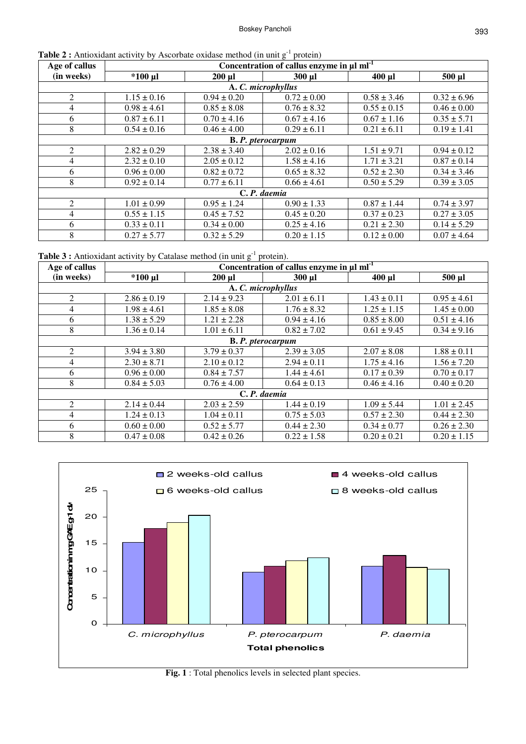**Table 2 :** Antioxidant activity by Ascorbate oxidase method (in unit $g^{-1}$ protein)

| Age of callus (in weeks) | Concentration of callus enzyme in µl $ml^{-1}$ | | | | |
|---|---|---|---|---|---|
| | *100 µl | 200 µl | 300 µl | 400 µl | 500 µl |
| **A. *C. microphyllus*** | | | | | |
| 2 | 1.15 ± 0.16 | 0.94 ± 0.20 | 0.72 ± 0.00 | 0.58 ± 3.46 | 0.32 ± 6.96 |
| 4 | 0.98 ± 4.61 | 0.85 ± 8.08 | 0.76 ± 8.32 | 0.55 ± 0.15 | 0.46 ± 0.00 |
| 6 | 0.87 ± 6.11 | 0.70 ± 4.16 | 0.67 ± 4.16 | 0.67 ± 1.16 | 0.35 ± 5.71 |
| 8 | 0.54 ± 0.16 | 0.46 ± 4.00 | 0.29 ± 6.11 | 0.21 ± 6.11 | 0.19 ± 1.41 |
| **B. *P. pterocarpum*** | | | | | |
| 2 | 2.82 ± 0.29 | 2.38 ± 3.40 | 2.02 ± 0.16 | 1.51 ± 9.71 | 0.94 ± 0.12 |
| 4 | 2.32 ± 0.10 | 2.05 ± 0.12 | 1.58 ± 4.16 | 1.71 ± 3.21 | 0.87 ± 0.14 |
| 6 | 0.96 ± 0.00 | 0.82 ± 0.72 | 0.65 ± 8.32 | 0.52 ± 2.30 | 0.34 ± 3.46 |
| 8 | 0.92 ± 0.14 | 0.77 ± 6.11 | 0.66 ± 4.61 | 0.50 ± 5.29 | 0.39 ± 3.05 |
| **C. *P. daemia*** | | | | | |
| 2 | 1.01 ± 0.99 | 0.95 ± 1.24 | 0.90 ± 1.33 | 0.87 ± 1.44 | 0.74 ± 3.97 |
| 4 | 0.55 ± 1.15 | 0.45 ± 7.52 | 0.45 ± 0.20 | 0.37 ± 0.23 | 0.27 ± 3.05 |
| 6 | 0.33 ± 0.11 | 0.34 ± 0.00 | 0.25 ± 4.16 | 0.21 ± 2.30 | 0.14 ± 5.29 |
| 8 | 0.27 ± 5.77 | 0.32 ± 5.29 | 0.20 ± 1.15 | 0.12 ± 0.00 | 0.07 ± 4.64 |

**Table 3 :** Antioxidant activity by Catalase method (in unit $g^{-1}$ protein).

| Age of callus (in weeks) | Concentration of callus enzyme in µl $ml^{-1}$ | | | | |
|---|---|---|---|---|---|
| | *100 µl | 200 µl | 300 µl | 400 µl | 500 µl |
| **A. *C. microphyllus*** | | | | | |
| 2 | 2.86 ± 0.19 | 2.14 ± 9.23 | 2.01 ± 6.11 | 1.43 ± 0.11 | 0.95 ± 4.61 |
| 4 | 1.98 ± 4.61 | 1.85 ± 8.08 | 1.76 ± 8.32 | 1.25 ± 1.15 | 1.45 ± 0.00 |
| 6 | 1.38 ± 5.29 | 1.21 ± 2.28 | 0.94 ± 4.16 | 0.85 ± 8.00 | 0.51 ± 4.16 |
| 8 | 1.36 ± 0.14 | 1.01 ± 6.11 | 0.82 ± 7.02 | 0.61 ± 9.45 | 0.34 ± 9.16 |
| **B. *P. pterocarpum*** | | | | | |
| 2 | 3.94 ± 3.80 | 3.79 ± 0.37 | 2.39 ± 3.05 | 2.07 ± 8.08 | 1.88 ± 0.11 |
| 4 | 2.30 ± 8.71 | 2.10 ± 0.12 | 2.94 ± 0.11 | 1.75 ± 4.16 | 1.56 ± 7.20 |
| 6 | 0.96 ± 0.00 | 0.84 ± 7.57 | 1.44 ± 4.61 | 0.17 ± 0.39 | 0.70 ± 0.17 |
| 8 | 0.84 ± 5.03 | 0.76 ± 4.00 | 0.64 ± 0.13 | 0.46 ± 4.16 | 0.40 ± 0.20 |
| **C. *P. daemia*** | | | | | |
| 2 | 2.14 ± 0.44 | 2.03 ± 2.59 | 1.44 ± 0.19 | 1.09 ± 5.44 | 1.01 ± 2.45 |
| 4 | 1.24 ± 0.13 | 1.04 ± 0.11 | 0.75 ± 5.03 | 0.57 ± 2.30 | 0.44 ± 2.30 |
| 6 | 0.60 ± 0.00 | 0.52 ± 5.77 | 0.44 ± 2.30 | 0.34 ± 0.77 | 0.26 ± 2.30 |
| 8 | 0.47 ± 0.08 | 0.42 ± 0.26 | 0.22 ± 1.58 | 0.20 ± 0.21 | 0.20 ± 1.15 |

**Fig. 1** : Total phenolics levels in selected plant species.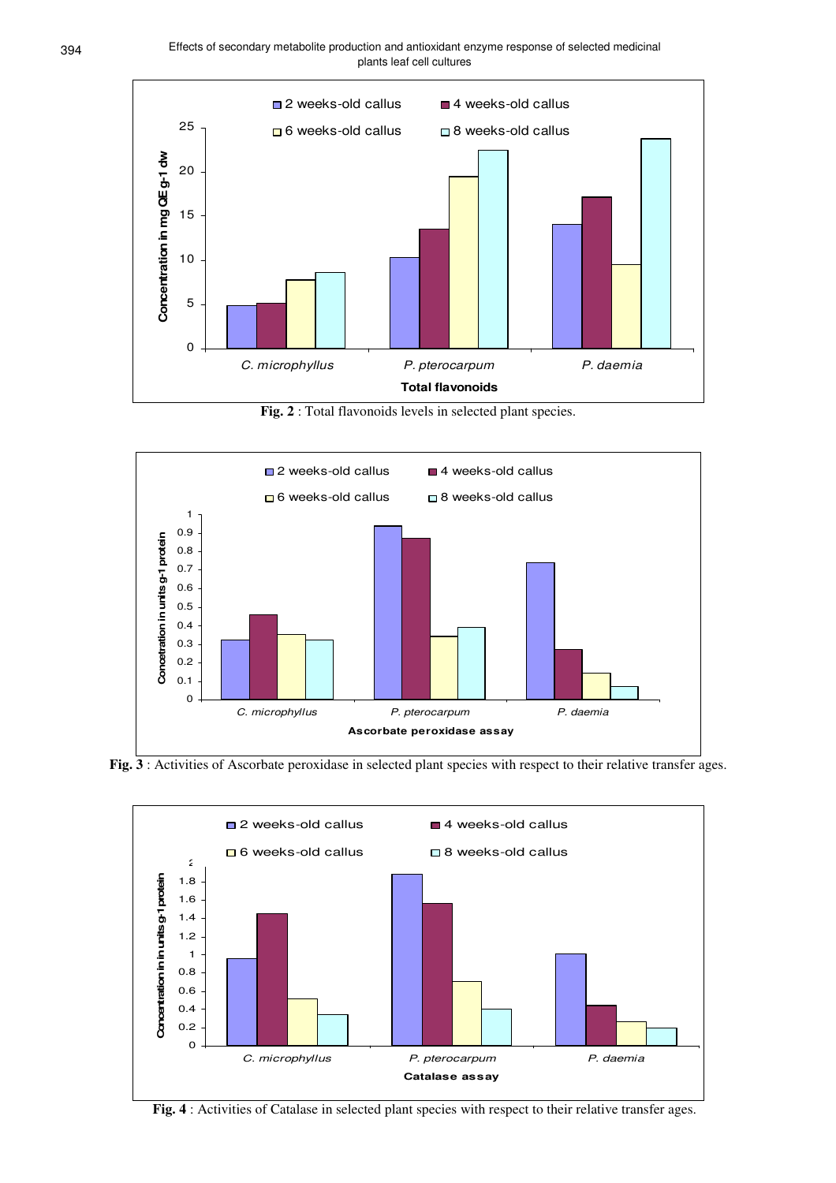Fig. 2 : Total flavonoids levels in selected plant species.

Fig. 3 : Activities of Ascorbate peroxidase in selected plant species with respect to their relative transfer ages.

Fig. 4 : Activities of Catalase in selected plant species with respect to their relative transfer ages.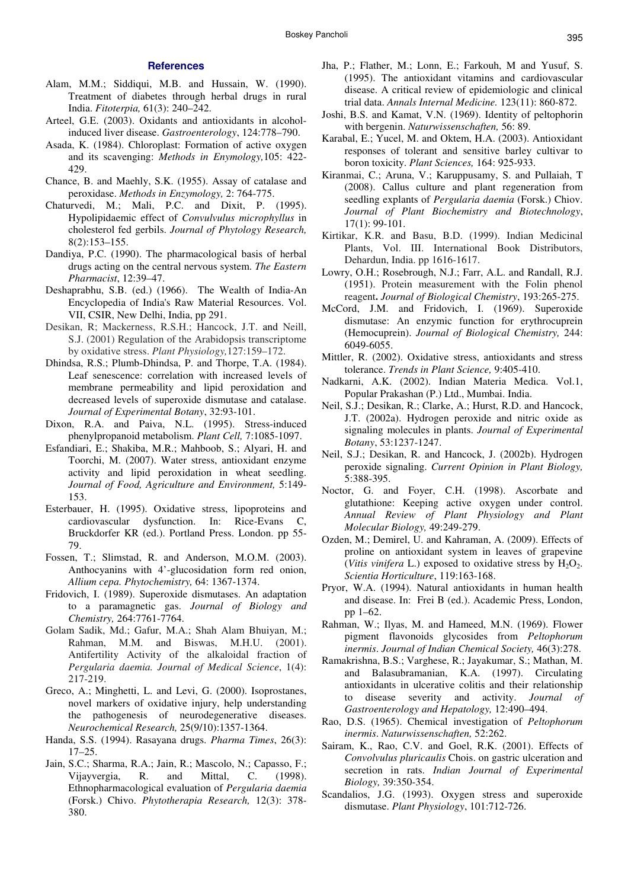## References

Alam, M.M.; Siddiqui, M.B. and Hussain, W. (1990). Treatment of diabetes through herbal drugs in rural India. *Fitoterpia,* 61(3): 240–242.

Arteel, G.E. (2003). Oxidants and antioxidants in alcohol-induced liver disease. *Gastroenterology*, 124:778–790.

Asada, K. (1984). Chloroplast: Formation of active oxygen and its scavenging: *Methods in Enymology,*105: 422-429.

Chance, B. and Maehly, S.K. (1955). Assay of catalase and peroxidase. *Methods in Enzymology,* 2: 764-775.

Chaturvedi, M.; Mali, P.C. and Dixit, P. (1995). Hypolipidaemic effect of *Convulvulus microphyllus* in cholesterol fed gerbils. *Journal of Phytology Research,* 8(2):153–155.

Dandiya, P.C. (1990). The pharmacological basis of herbal drugs acting on the central nervous system. *The Eastern Pharmacist*, 12:39–47.

Deshaprabhu, S.B. (ed.) (1966). The Wealth of India-An Encyclopedia of India's Raw Material Resources. Vol. VII, CSIR, New Delhi, India, pp 291.

Desikan, R; Mackerness, R.S.H.; Hancock, J.T. and Neill, S.J. (2001) Regulation of the Arabidopsis transcriptome by oxidative stress. *Plant Physiology,*127:159–172.

Dhindsa, R.S.; Plumb-Dhindsa, P. and Thorpe, T.A. (1984). Leaf senescence: correlation with increased levels of membrane permeability and lipid peroxidation and decreased levels of superoxide dismutase and catalase. *Journal of Experimental Botany*, 32:93-101.

Dixon, R.A. and Paiva, N.L. (1995). Stress-induced phenylpropanoid metabolism. *Plant Cell,* 7:1085-1097.

Esfandiari, E.; Shakiba, M.R.; Mahboob, S.; Alyari, H. and Toorchi, M. (2007). Water stress, antioxidant enzyme activity and lipid peroxidation in wheat seedling. *Journal of Food, Agriculture and Environment,* 5:149-153.

Esterbauer, H. (1995). Oxidative stress, lipoproteins and cardiovascular dysfunction. In: Rice-Evans C, Bruckdorfer KR (ed.). Portland Press. London. pp 55-79.

Fossen, T.; Slimstad, R. and Anderson, M.O.M. (2003). Anthocyanins with 4'-glucosidation form red onion, *Allium cepa. Phytochemistry,* 64: 1367-1374.

Fridovich, I. (1989). Superoxide dismutases. An adaptation to a paramagnetic gas. *Journal of Biology and Chemistry,* 264:7761-7764.

Golam Sadik, Md.; Gafur, M.A.; Shah Alam Bhuiyan, M.; Rahman, M.M. and Biswas, M.H.U. (2001). Antifertility Activity of the alkaloidal fraction of *Pergularia daemia. Journal of Medical Science*, 1(4): 217-219.

Greco, A.; Minghetti, L. and Levi, G. (2000). Isoprostanes, novel markers of oxidative injury, help understanding the pathogenesis of neurodegenerative diseases. *Neurochemical Research,* 25(9/10):1357-1364.

Handa, S.S. (1994). Rasayana drugs. *Pharma Times*, 26(3): 17–25.

Jain, S.C.; Sharma, R.A.; Jain, R.; Mascolo, N.; Capasso, F.; Vijayvergia, R. and Mittal, C. (1998). Ethnopharmacological evaluation of *Pergularia daemia* (Forsk.) Chivo. *Phytotherapia Research,* 12(3): 378-380.

Jha, P.; Flather, M.; Lonn, E.; Farkouh, M and Yusuf, S. (1995). The antioxidant vitamins and cardiovascular disease. A critical review of epidemiologic and clinical trial data. *Annals Internal Medicine.* 123(11): 860-872.

Joshi, B.S. and Kamat, V.N. (1969). Identity of peltophorin with bergenin. *Naturwissenschaften,* 56: 89.

Karabal, E.; Yucel, M. and Oktem, H.A. (2003). Antioxidant responses of tolerant and sensitive barley cultivar to boron toxicity. *Plant Sciences,* 164: 925-933.

Kiranmai, C.; Aruna, V.; Karuppusamy, S. and Pullaiah, T (2008). Callus culture and plant regeneration from seedling explants of *Pergularia daemia* (Forsk.) Chiov. *Journal of Plant Biochemistry and Biotechnology*, 17(1): 99-101.

Kirtikar, K.R. and Basu, B.D. (1999). Indian Medicinal Plants, Vol. III. International Book Distributors, Dehardun, India. pp 1616-1617.

Lowry, O.H.; Rosebrough, N.J.; Farr, A.L. and Randall, R.J. (1951). Protein measurement with the Folin phenol reagent**.** *Journal of Biological Chemistry*, 193:265-275.

McCord, J.M. and Fridovich, I. (1969). Superoxide dismutase: An enzymic function for erythrocuprein (Hemocuprein). *Journal of Biological Chemistry,* 244: 6049-6055.

Mittler, R. (2002). Oxidative stress, antioxidants and stress tolerance. *Trends in Plant Science,* 9:405-410.

Nadkarni, A.K. (2002). Indian Materia Medica. Vol.1, Popular Prakashan (P.) Ltd., Mumbai. India.

Neil, S.J.; Desikan, R.; Clarke, A.; Hurst, R.D. and Hancock, J.T. (2002a). Hydrogen peroxide and nitric oxide as signaling molecules in plants. *Journal of Experimental Botany*, 53:1237-1247.

Neil, S.J.; Desikan, R. and Hancock, J. (2002b). Hydrogen peroxide signaling. *Current Opinion in Plant Biology,* 5:388-395.

Noctor, G. and Foyer, C.H. (1998). Ascorbate and glutathione: Keeping active oxygen under control. *Annual Review of Plant Physiology and Plant Molecular Biology,* 49:249-279.

Ozden, M.; Demirel, U. and Kahraman, A. (2009). Effects of proline on antioxidant system in leaves of grapevine (*Vitis vinifera* L.) exposed to oxidative stress by $H_2O_2$. *Scientia Horticulture*, 119:163-168.

Pryor, W.A. (1994). Natural antioxidants in human health and disease. In: Frei B (ed.). Academic Press, London, pp 1–62.

Rahman, W.; Ilyas, M. and Hameed, M.N. (1969). Flower pigment flavonoids glycosides from *Peltophorum inermis*. *Journal of Indian Chemical Society,* 46(3):278.

Ramakrishna, B.S.; Varghese, R.; Jayakumar, S.; Mathan, M. and Balasubramanian, K.A. (1997). Circulating antioxidants in ulcerative colitis and their relationship to disease severity and activity. *Journal of Gastroenterology and Hepatology,* 12:490–494.

Rao, D.S. (1965). Chemical investigation of *Peltophorum inermis*. *Naturwissenschaften,* 52:262.

Sairam, K., Rao, C.V. and Goel, R.K. (2001). Effects of *Convolvulus pluricaulis* Chois. on gastric ulceration and secretion in rats. *Indian Journal of Experimental Biology,* 39:350-354.

Scandalios, J.G. (1993). Oxygen stress and superoxide dismutase. *Plant Physiology*, 101:712-726.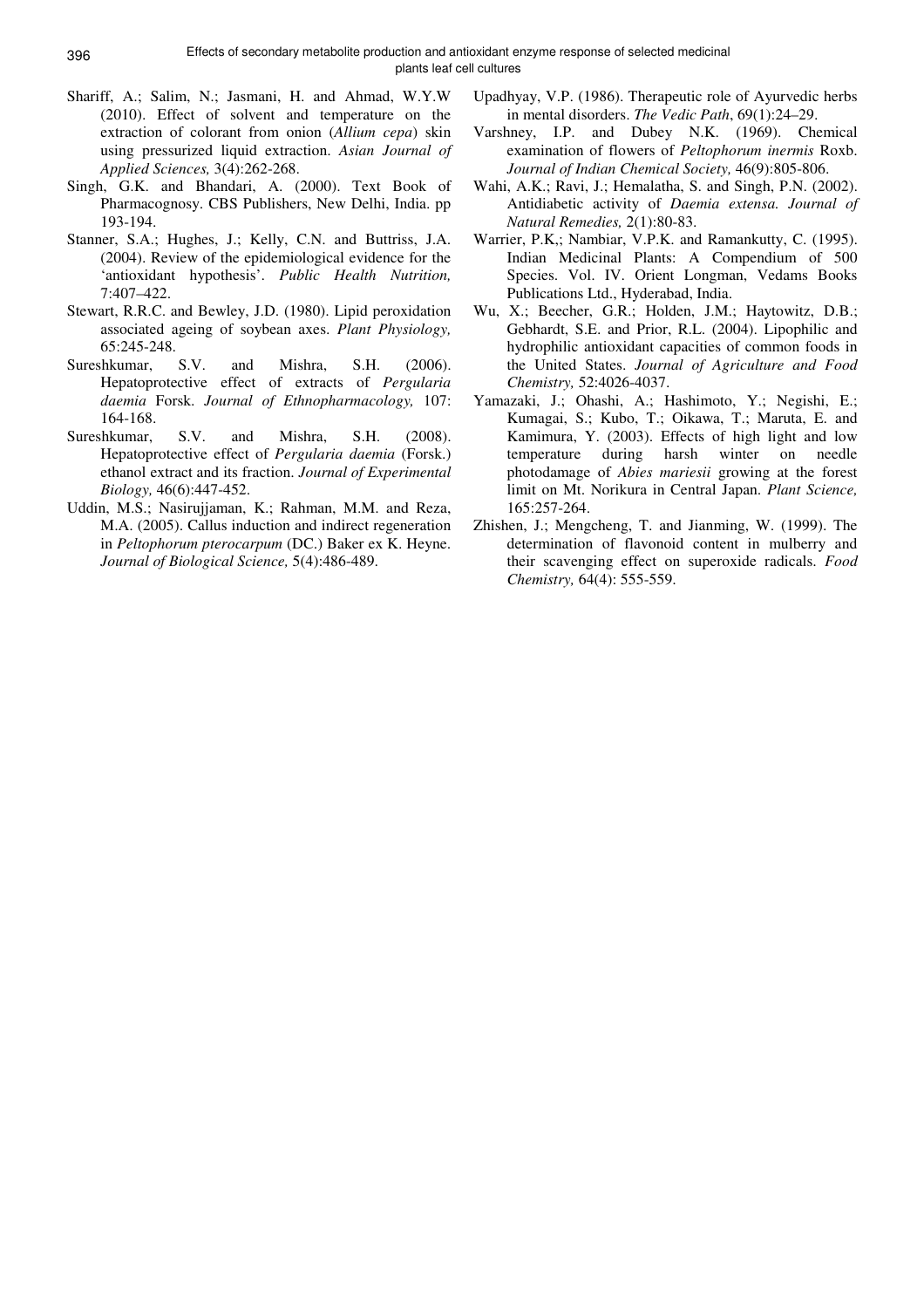Shariff, A.; Salim, N.; Jasmani, H. and Ahmad, W.Y.W (2010). Effect of solvent and temperature on the extraction of colorant from onion (*Allium cepa*) skin using pressurized liquid extraction. *Asian Journal of Applied Sciences,* 3(4):262-268.

Singh, G.K. and Bhandari, A. (2000). Text Book of Pharmacognosy. CBS Publishers, New Delhi, India. pp 193-194.

Stanner, S.A.; Hughes, J.; Kelly, C.N. and Buttriss, J.A. (2004). Review of the epidemiological evidence for the 'antioxidant hypothesis'. *Public Health Nutrition,* 7:407–422.

Stewart, R.R.C. and Bewley, J.D. (1980). Lipid peroxidation associated ageing of soybean axes. *Plant Physiology,* 65:245-248.

Sureshkumar, S.V. and Mishra, S.H. (2006). Hepatoprotective effect of extracts of *Pergularia daemia* Forsk. *Journal of Ethnopharmacology,* 107: 164-168.

Sureshkumar, S.V. and Mishra, S.H. (2008). Hepatoprotective effect of *Pergularia daemia* (Forsk.) ethanol extract and its fraction. *Journal of Experimental Biology,* 46(6):447-452.

Uddin, M.S.; Nasirujjaman, K.; Rahman, M.M. and Reza, M.A. (2005). Callus induction and indirect regeneration in *Peltophorum pterocarpum* (DC.) Baker ex K. Heyne. *Journal of Biological Science,* 5(4):486-489.

Upadhyay, V.P. (1986). Therapeutic role of Ayurvedic herbs in mental disorders. *The Vedic Path*, 69(1):24–29.

Varshney, I.P. and Dubey N.K. (1969). Chemical examination of flowers of *Peltophorum inermis* Roxb. *Journal of Indian Chemical Society,* 46(9):805-806.

Wahi, A.K.; Ravi, J.; Hemalatha, S. and Singh, P.N. (2002). Antidiabetic activity of *Daemia extensa. Journal of Natural Remedies,* 2(1):80-83.

Warrier, P.K,; Nambiar, V.P.K. and Ramankutty, C. (1995). Indian Medicinal Plants: A Compendium of 500 Species. Vol. IV. Orient Longman, Vedams Books Publications Ltd., Hyderabad, India.

Wu, X.; Beecher, G.R.; Holden, J.M.; Haytowitz, D.B.; Gebhardt, S.E. and Prior, R.L. (2004). Lipophilic and hydrophilic antioxidant capacities of common foods in the United States. *Journal of Agriculture and Food Chemistry,* 52:4026-4037.

Yamazaki, J.; Ohashi, A.; Hashimoto, Y.; Negishi, E.; Kumagai, S.; Kubo, T.; Oikawa, T.; Maruta, E. and Kamimura, Y. (2003). Effects of high light and low temperature during harsh winter on needle photodamage of *Abies mariesii* growing at the forest limit on Mt. Norikura in Central Japan. *Plant Science,* 165:257-264.

Zhishen, J.; Mengcheng, T. and Jianming, W. (1999). The determination of flavonoid content in mulberry and their scavenging effect on superoxide radicals. *Food Chemistry,* 64(4): 555-559.